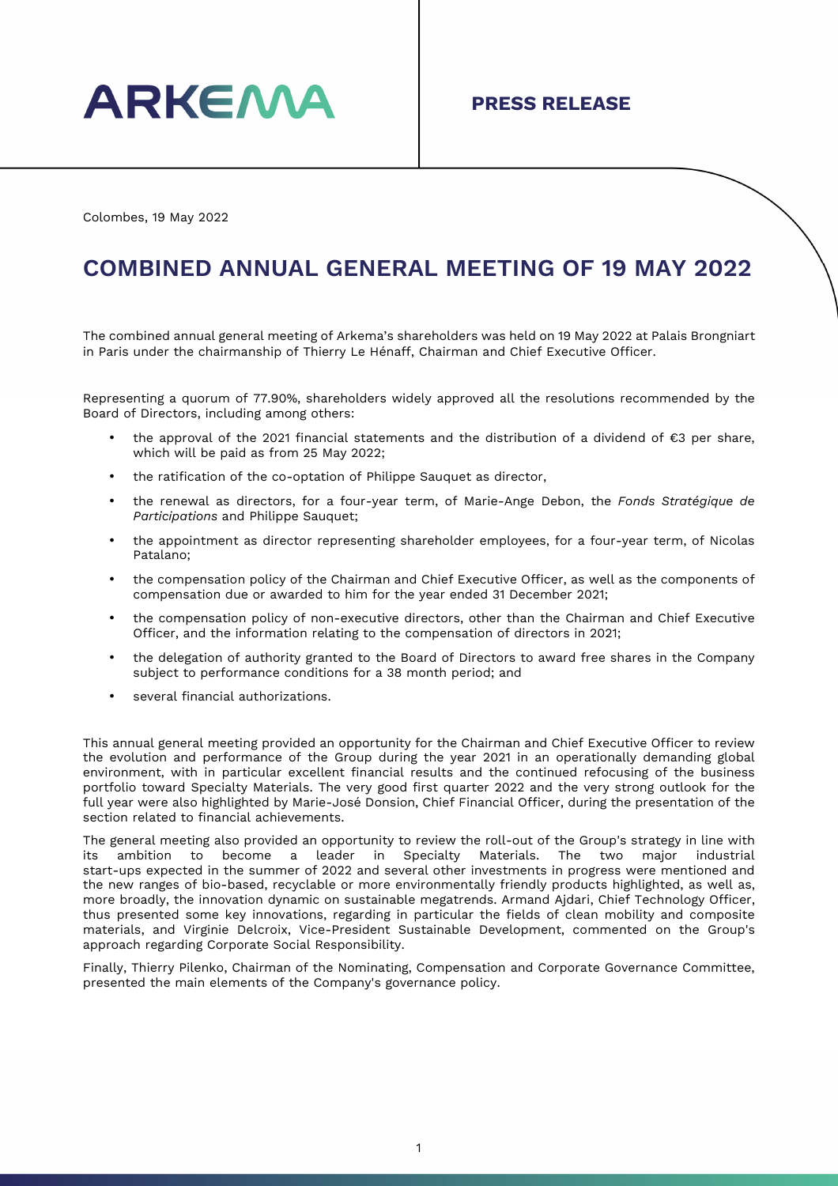ARKEMA

**PRESS RELEASE**

Colombes, 19 May 2022

# COMBINED ANNUAL GENERAL MEETING OF 19 MAY 2022

The combined annual general meeting of Arkema's shareholders was held on 19 May 2022 at Palais Brongniart in Paris under the chairmanship of Thierry Le Hénaff, Chairman and Chief Executive Officer.

Representing a quorum of 77.90%, shareholders widely approved all the resolutions recommended by the Board of Directors, including among others:

- the approval of the 2021 financial statements and the distribution of a dividend of €3 per share, which will be paid as from 25 May 2022;
- the ratification of the co-optation of Philippe Sauquet as director,
- the renewal as directors, for a four-year term, of Marie-Ange Debon, the *Fonds Stratégique de Participations* and Philippe Sauquet;
- the appointment as director representing shareholder employees, for a four-year term, of Nicolas Patalano;
- the compensation policy of the Chairman and Chief Executive Officer, as well as the components of compensation due or awarded to him for the year ended 31 December 2021;
- the compensation policy of non-executive directors, other than the Chairman and Chief Executive Officer, and the information relating to the compensation of directors in 2021;
- the delegation of authority granted to the Board of Directors to award free shares in the Company subject to performance conditions for a 38 month period; and
- several financial authorizations.

This annual general meeting provided an opportunity for the Chairman and Chief Executive Officer to review the evolution and performance of the Group during the year 2021 in an operationally demanding global environment, with in particular excellent financial results and the continued refocusing of the business portfolio toward Specialty Materials. The very good first quarter 2022 and the very strong outlook for the full year were also highlighted by Marie-José Donsion, Chief Financial Officer, during the presentation of the section related to financial achievements.

The general meeting also provided an opportunity to review the roll-out of the Group's strategy in line with its ambition to become a leader in Specialty Materials. The two major industrial start-ups expected in the summer of 2022 and several other investments in progress were mentioned and the new ranges of bio-based, recyclable or more environmentally friendly products highlighted, as well as, more broadly, the innovation dynamic on sustainable megatrends. Armand Ajdari, Chief Technology Officer, thus presented some key innovations, regarding in particular the fields of clean mobility and composite materials, and Virginie Delcroix, Vice-President Sustainable Development, commented on the Group's approach regarding Corporate Social Responsibility.

Finally, Thierry Pilenko, Chairman of the Nominating, Compensation and Corporate Governance Committee, presented the main elements of the Company's governance policy.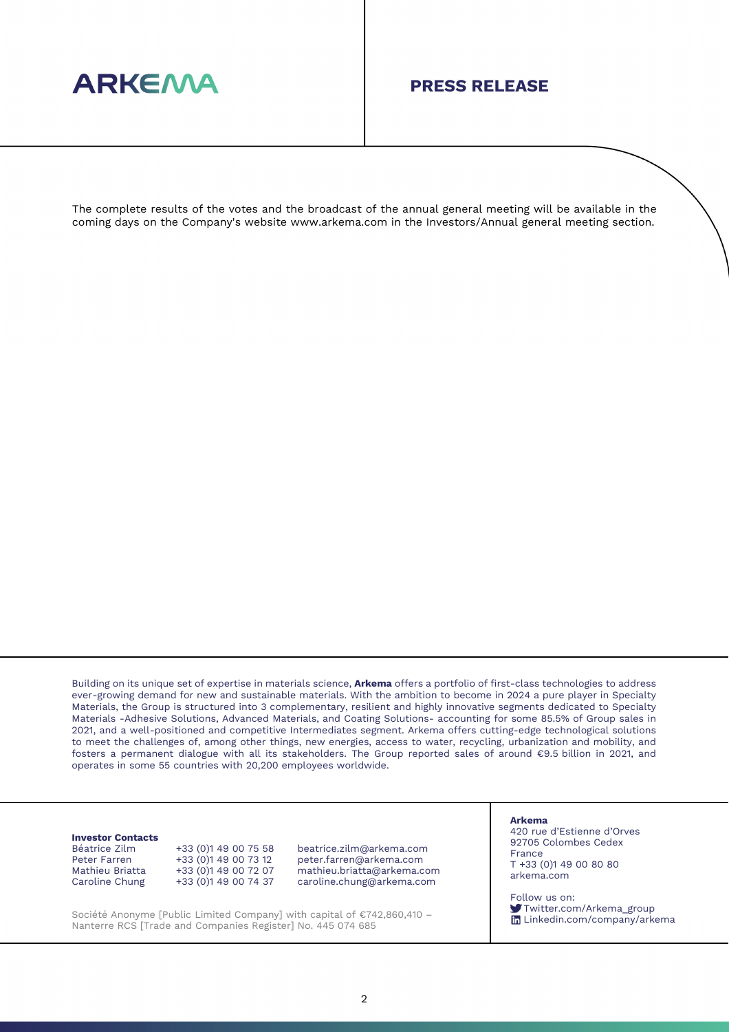The complete results of the votes and the broadcast of the annual general meeting will be available in the coming days on the Company's website www.arkema.com in the Investors/Annual general meeting section.

Building on its unique set of expertise in materials science, **Arkema** offers a portfolio of first-class technologies to address ever-growing demand for new and sustainable materials. With the ambition to become in 2024 a pure player in Specialty Materials, the Group is structured into 3 complementary, resilient and highly innovative segments dedicated to Specialty Materials -Adhesive Solutions, Advanced Materials, and Coating Solutions- accounting for some 85.5% of Group sales in 2021, and a well-positioned and competitive Intermediates segment. Arkema offers cutting-edge technological solutions to meet the challenges of, among other things, new energies, access to water, recycling, urbanization and mobility, and fosters a permanent dialogue with all its stakeholders. The Group reported sales of around €9.5 billion in 2021, and operates in some 55 countries with 20,200 employees worldwide.

**Investor Contacts**

| | | |
|---|---|---|
| Béatrice Zilm | +33 (0)1 49 00 75 58 | beatrice.zilm@arkema.com |
| Peter Farren | +33 (0)1 49 00 73 12 | peter.farren@arkema.com |
| Mathieu Briatta | +33 (0)1 49 00 72 07 | mathieu.briatta@arkema.com |
| Caroline Chung | +33 (0)1 49 00 74 37 | caroline.chung@arkema.com |

Société Anonyme [Public Limited Company] with capital of €742,860,410 – Nanterre RCS [Trade and Companies Register] No. 445 074 685

**Arkema**
420 rue d'Estienne d'Orves
92705 Colombes Cedex
France
T +33 (0)1 49 00 80 80
arkema.com

Follow us on:
Twitter.com/Arkema_group
Linkedin.com/company/arkema